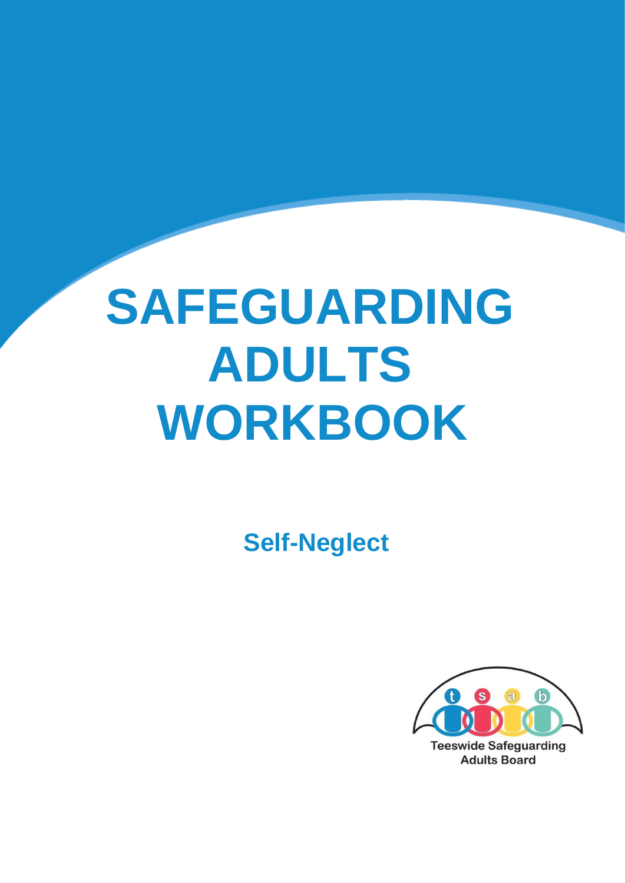# SAFEGUARDING ADULTS WORKBOOK

## Self-Neglect

Teeswide Safeguarding Adults Board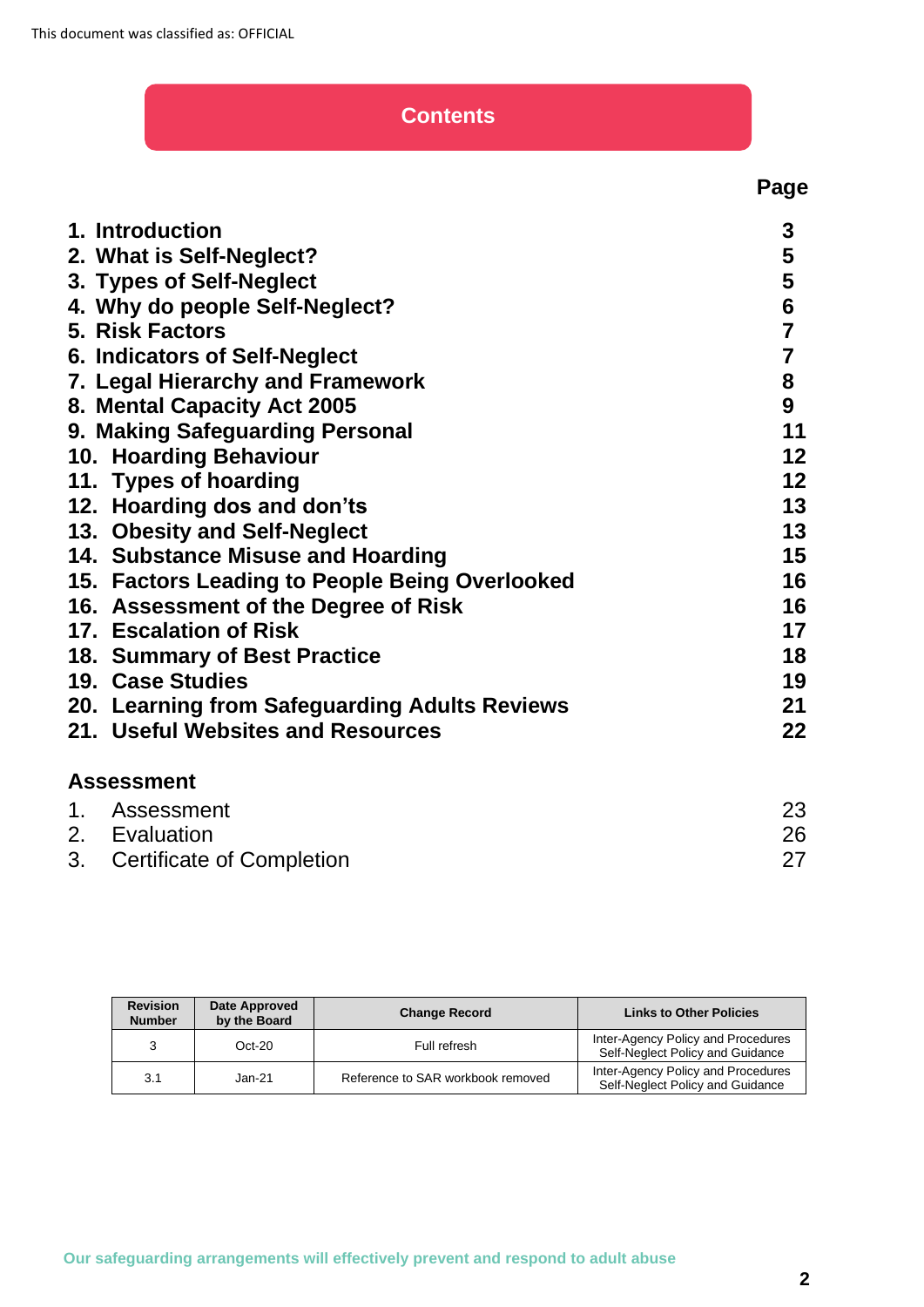This document was classified as: OFFICIAL

# Contents

| | Page |
|---|---|
| **1. Introduction** | **3** |
| **2. What is Self-Neglect?** | **5** |
| **3. Types of Self-Neglect** | **5** |
| **4. Why do people Self-Neglect?** | **6** |
| **5. Risk Factors** | **7** |
| **6. Indicators of Self-Neglect** | **7** |
| **7. Legal Hierarchy and Framework** | **8** |
| **8. Mental Capacity Act 2005** | **9** |
| **9. Making Safeguarding Personal** | **11** |
| **10. Hoarding Behaviour** | **12** |
| **11. Types of hoarding** | **12** |
| **12. Hoarding dos and don't's** | **13** |
| **13. Obesity and Self-Neglect** | **13** |
| **14. Substance Misuse and Hoarding** | **15** |
| **15. Factors Leading to People Being Overlooked** | **16** |
| **16. Assessment of the Degree of Risk** | **16** |
| **17. Escalation of Risk** | **17** |
| **18. Summary of Best Practice** | **18** |
| **19. Case Studies** | **19** |
| **20. Learning from Safeguarding Adults Reviews** | **21** |
| **21. Useful Websites and Resources** | **22** |

**Assessment**

| | |
|---|---|
| 1. Assessment | 23 |
| 2. Evaluation | 26 |
| 3. Certificate of Completion | 27 |

| Revision Number | Date Approved by the Board | Change Record | Links to Other Policies |
|---|---|---|---|
| 3 | Oct-20 | Full refresh | Inter-Agency Policy and Procedures Self-Neglect Policy and Guidance |
| 3.1 | Jan-21 | Reference to SAR workbook removed | Inter-Agency Policy and Procedures Self-Neglect Policy and Guidance |

Our safeguarding arrangements will effectively prevent and respond to adult abuse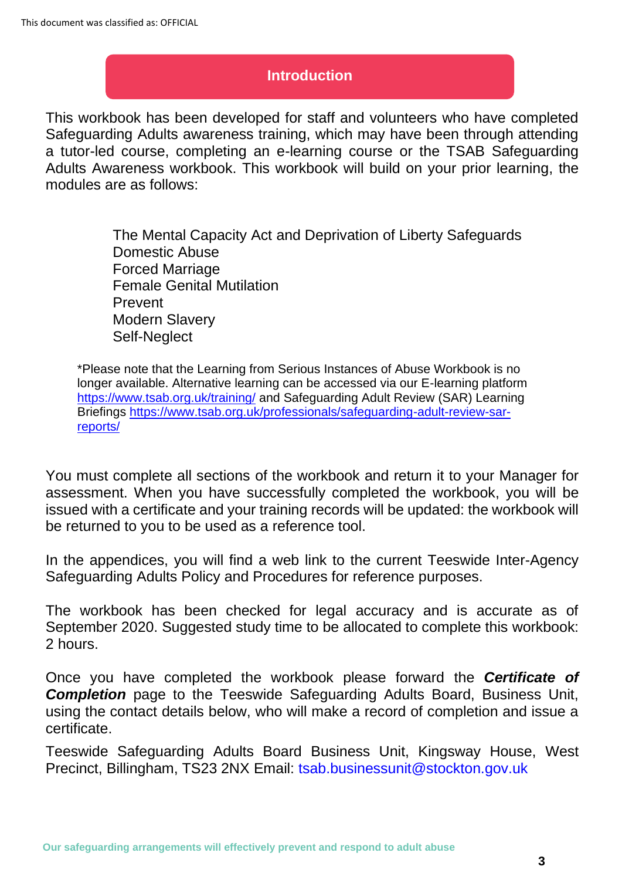## Introduction

This workbook has been developed for staff and volunteers who have completed Safeguarding Adults awareness training, which may have been through attending a tutor-led course, completing an e-learning course or the TSAB Safeguarding Adults Awareness workbook. This workbook will build on your prior learning, the modules are as follows:

The Mental Capacity Act and Deprivation of Liberty Safeguards
Domestic Abuse
Forced Marriage
Female Genital Mutilation
Prevent
Modern Slavery
Self-Neglect

*Please note that the Learning from Serious Instances of Abuse Workbook is no longer available. Alternative learning can be accessed via our E-learning platform https://www.tsab.org.uk/training/ and Safeguarding Adult Review (SAR) Learning Briefings https://www.tsab.org.uk/professionals/safeguarding-adult-review-sar-reports/

You must complete all sections of the workbook and return it to your Manager for assessment. When you have successfully completed the workbook, you will be issued with a certificate and your training records will be updated: the workbook will be returned to you to be used as a reference tool.

In the appendices, you will find a web link to the current Teeswide Inter-Agency Safeguarding Adults Policy and Procedures for reference purposes.

The workbook has been checked for legal accuracy and is accurate as of September 2020. Suggested study time to be allocated to complete this workbook: 2 hours.

Once you have completed the workbook please forward the ***Certificate of Completion*** page to the Teeswide Safeguarding Adults Board, Business Unit, using the contact details below, who will make a record of completion and issue a certificate.

Teeswide Safeguarding Adults Board Business Unit, Kingsway House, West Precinct, Billingham, TS23 2NX Email: tsab.businessunit@stockton.gov.uk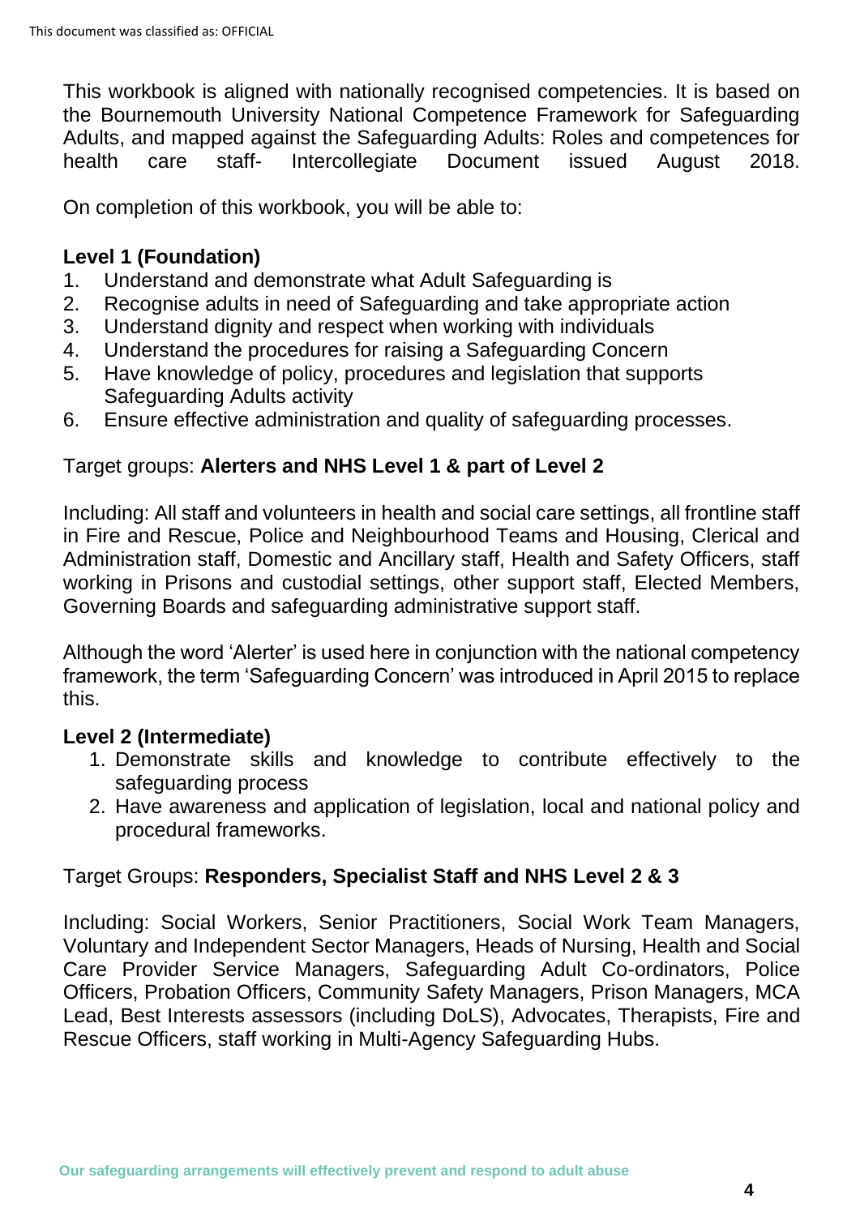This workbook is aligned with nationally recognised competencies. It is based on the Bournemouth University National Competence Framework for Safeguarding Adults, and mapped against the Safeguarding Adults: Roles and competences for health care staff- Intercollegiate Document issued August 2018.

On completion of this workbook, you will be able to:

**Level 1 (Foundation)**

1. Understand and demonstrate what Adult Safeguarding is
2. Recognise adults in need of Safeguarding and take appropriate action
3. Understand dignity and respect when working with individuals
4. Understand the procedures for raising a Safeguarding Concern
5. Have knowledge of policy, procedures and legislation that supports Safeguarding Adults activity
6. Ensure effective administration and quality of safeguarding processes.

Target groups: **Alerters and NHS Level 1 & part of Level 2**

Including: All staff and volunteers in health and social care settings, all frontline staff in Fire and Rescue, Police and Neighbourhood Teams and Housing, Clerical and Administration staff, Domestic and Ancillary staff, Health and Safety Officers, staff working in Prisons and custodial settings, other support staff, Elected Members, Governing Boards and safeguarding administrative support staff.

Although the word 'Alerter' is used here in conjunction with the national competency framework, the term 'Safeguarding Concern' was introduced in April 2015 to replace this.

**Level 2 (Intermediate)**

1. Demonstrate skills and knowledge to contribute effectively to the safeguarding process
2. Have awareness and application of legislation, local and national policy and procedural frameworks.

Target Groups: **Responders, Specialist Staff and NHS Level 2 & 3**

Including: Social Workers, Senior Practitioners, Social Work Team Managers, Voluntary and Independent Sector Managers, Heads of Nursing, Health and Social Care Provider Service Managers, Safeguarding Adult Co-ordinators, Police Officers, Probation Officers, Community Safety Managers, Prison Managers, MCA Lead, Best Interests assessors (including DoLS), Advocates, Therapists, Fire and Rescue Officers, staff working in Multi-Agency Safeguarding Hubs.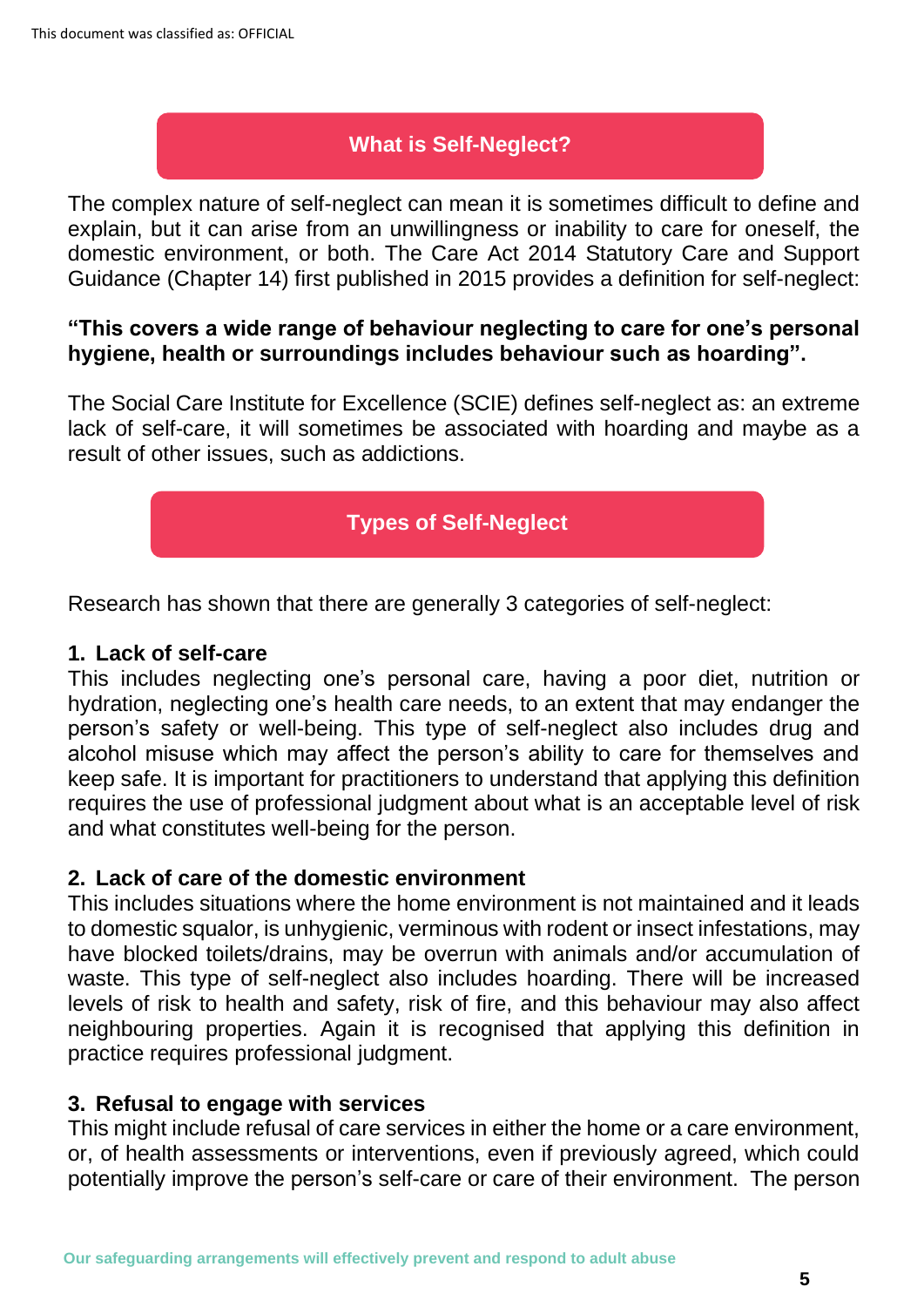## What is Self-Neglect?

The complex nature of self-neglect can mean it is sometimes difficult to define and explain, but it can arise from an unwillingness or inability to care for oneself, the domestic environment, or both. The Care Act 2014 Statutory Care and Support Guidance (Chapter 14) first published in 2015 provides a definition for self-neglect:

**"This covers a wide range of behaviour neglecting to care for one's personal hygiene, health or surroundings includes behaviour such as hoarding".**

The Social Care Institute for Excellence (SCIE) defines self-neglect as: an extreme lack of self-care, it will sometimes be associated with hoarding and maybe as a result of other issues, such as addictions.

## Types of Self-Neglect

Research has shown that there are generally 3 categories of self-neglect:

### 1. Lack of self-care

This includes neglecting one's personal care, having a poor diet, nutrition or hydration, neglecting one's health care needs, to an extent that may endanger the person's safety or well-being. This type of self-neglect also includes drug and alcohol misuse which may affect the person's ability to care for themselves and keep safe. It is important for practitioners to understand that applying this definition requires the use of professional judgment about what is an acceptable level of risk and what constitutes well-being for the person.

### 2. Lack of care of the domestic environment

This includes situations where the home environment is not maintained and it leads to domestic squalor, is unhygienic, verminous with rodent or insect infestations, may have blocked toilets/drains, may be overrun with animals and/or accumulation of waste. This type of self-neglect also includes hoarding. There will be increased levels of risk to health and safety, risk of fire, and this behaviour may also affect neighbouring properties. Again it is recognised that applying this definition in practice requires professional judgment.

### 3. Refusal to engage with services

This might include refusal of care services in either the home or a care environment, or, of health assessments or interventions, even if previously agreed, which could potentially improve the person's self-care or care of their environment. The person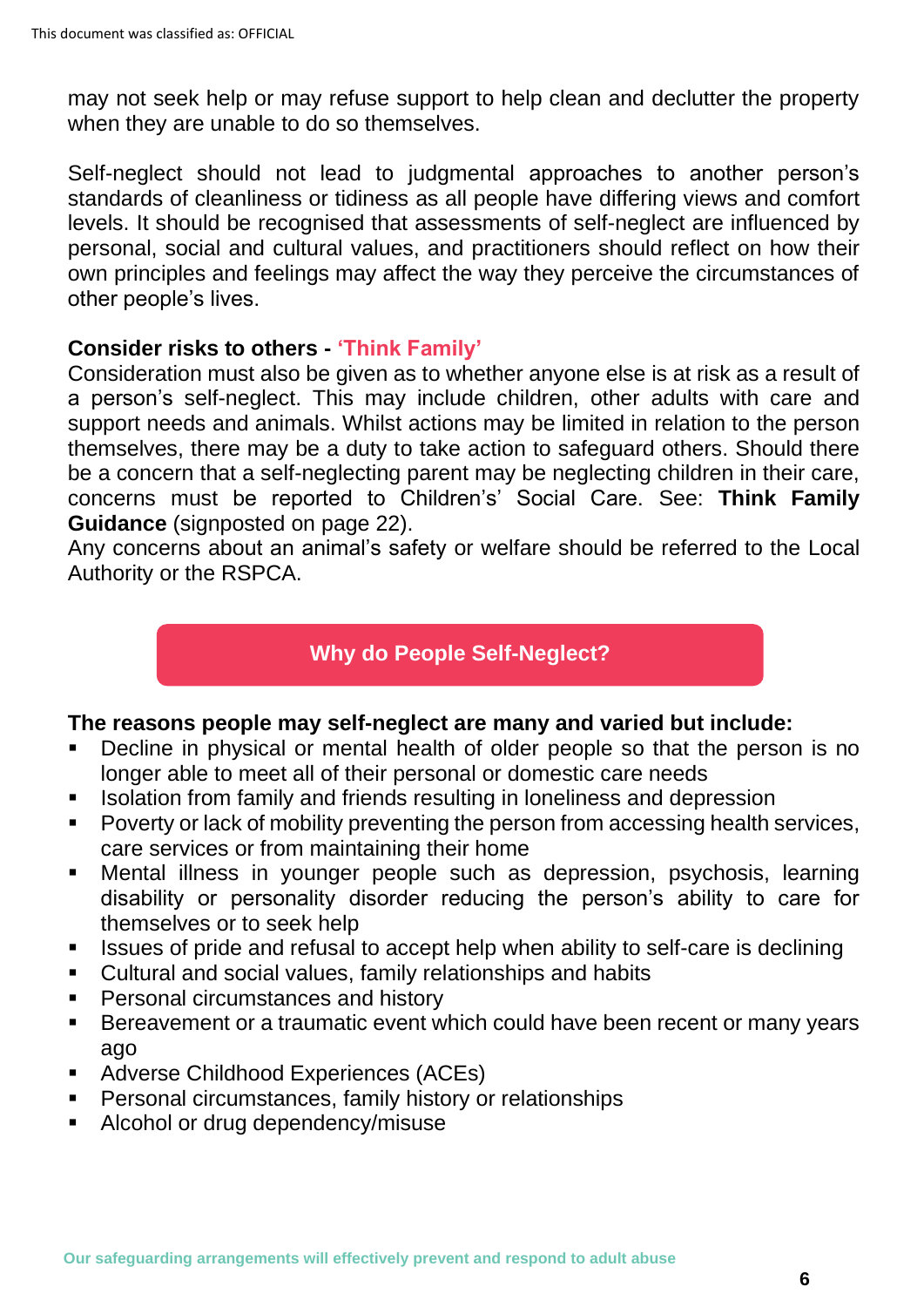may not seek help or may refuse support to help clean and declutter the property when they are unable to do so themselves.

Self-neglect should not lead to judgmental approaches to another person's standards of cleanliness or tidiness as all people have differing views and comfort levels. It should be recognised that assessments of self-neglect are influenced by personal, social and cultural values, and practitioners should reflect on how their own principles and feelings may affect the way they perceive the circumstances of other people's lives.

**Consider risks to others - 'Think Family'**

Consideration must also be given as to whether anyone else is at risk as a result of a person's self-neglect. This may include children, other adults with care and support needs and animals. Whilst actions may be limited in relation to the person themselves, there may be a duty to take action to safeguard others. Should there be a concern that a self-neglecting parent may be neglecting children in their care, concerns must be reported to Children's' Social Care. See: **Think Family Guidance** (signposted on page 22).

Any concerns about an animal's safety or welfare should be referred to the Local Authority or the RSPCA.

## Why do People Self-Neglect?

**The reasons people may self-neglect are many and varied but include:**

- Decline in physical or mental health of older people so that the person is no longer able to meet all of their personal or domestic care needs
- Isolation from family and friends resulting in loneliness and depression
- Poverty or lack of mobility preventing the person from accessing health services, care services or from maintaining their home
- Mental illness in younger people such as depression, psychosis, learning disability or personality disorder reducing the person's ability to care for themselves or to seek help
- Issues of pride and refusal to accept help when ability to self-care is declining
- Cultural and social values, family relationships and habits
- Personal circumstances and history
- Bereavement or a traumatic event which could have been recent or many years ago
- Adverse Childhood Experiences (ACEs)
- Personal circumstances, family history or relationships
- Alcohol or drug dependency/misuse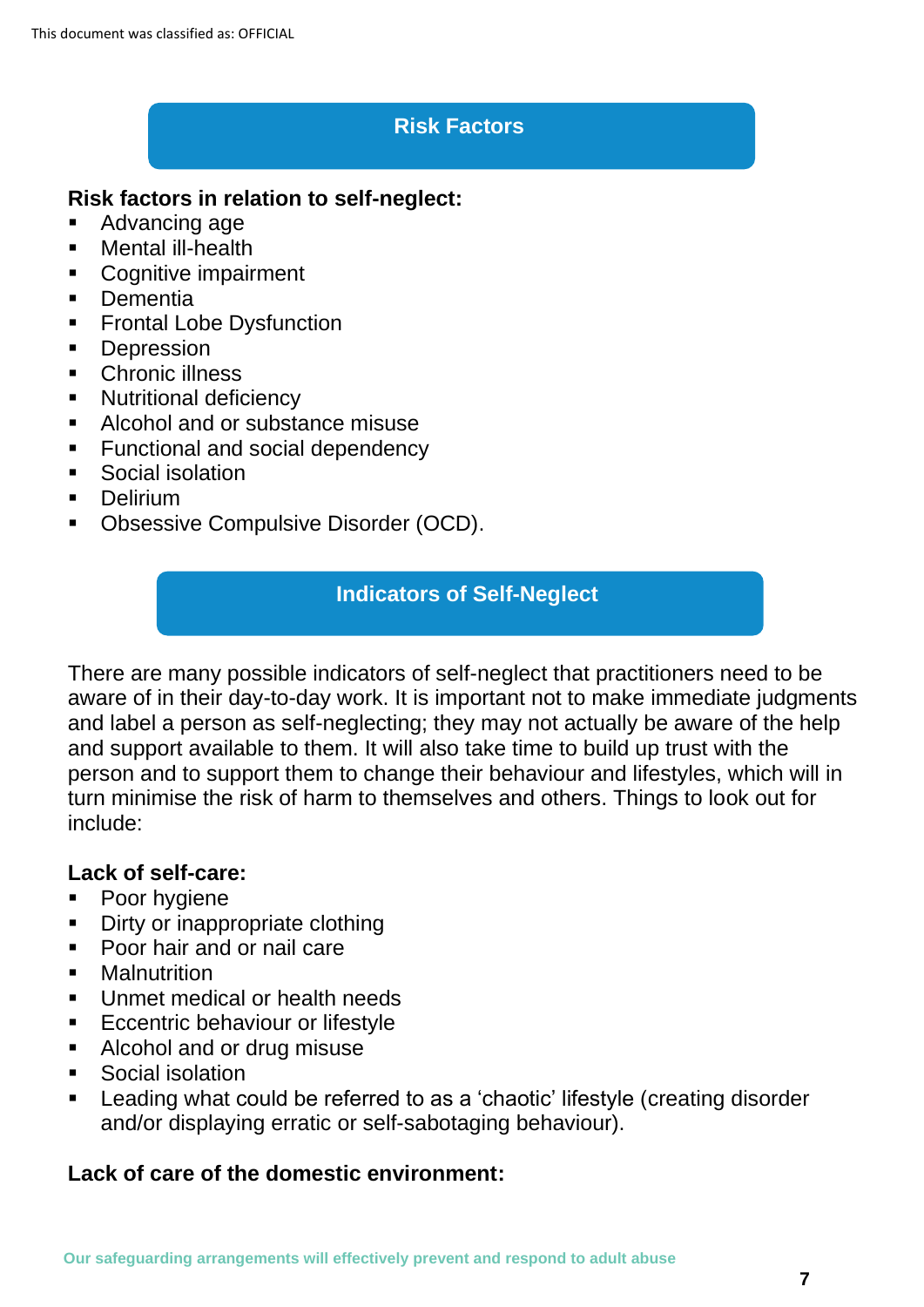## Risk Factors

**Risk factors in relation to self-neglect:**

- Advancing age
- Mental ill-health
- Cognitive impairment
- Dementia
- Frontal Lobe Dysfunction
- Depression
- Chronic illness
- Nutritional deficiency
- Alcohol and or substance misuse
- Functional and social dependency
- Social isolation
- Delirium
- Obsessive Compulsive Disorder (OCD).

## Indicators of Self-Neglect

There are many possible indicators of self-neglect that practitioners need to be aware of in their day-to-day work. It is important not to make immediate judgments and label a person as self-neglecting; they may not actually be aware of the help and support available to them. It will also take time to build up trust with the person and to support them to change their behaviour and lifestyles, which will in turn minimise the risk of harm to themselves and others. Things to look out for include:

**Lack of self-care:**

- Poor hygiene
- Dirty or inappropriate clothing
- Poor hair and or nail care
- Malnutrition
- Unmet medical or health needs
- Eccentric behaviour or lifestyle
- Alcohol and or drug misuse
- Social isolation
- Leading what could be referred to as a 'chaotic' lifestyle (creating disorder and/or displaying erratic or self-sabotaging behaviour).

**Lack of care of the domestic environment:**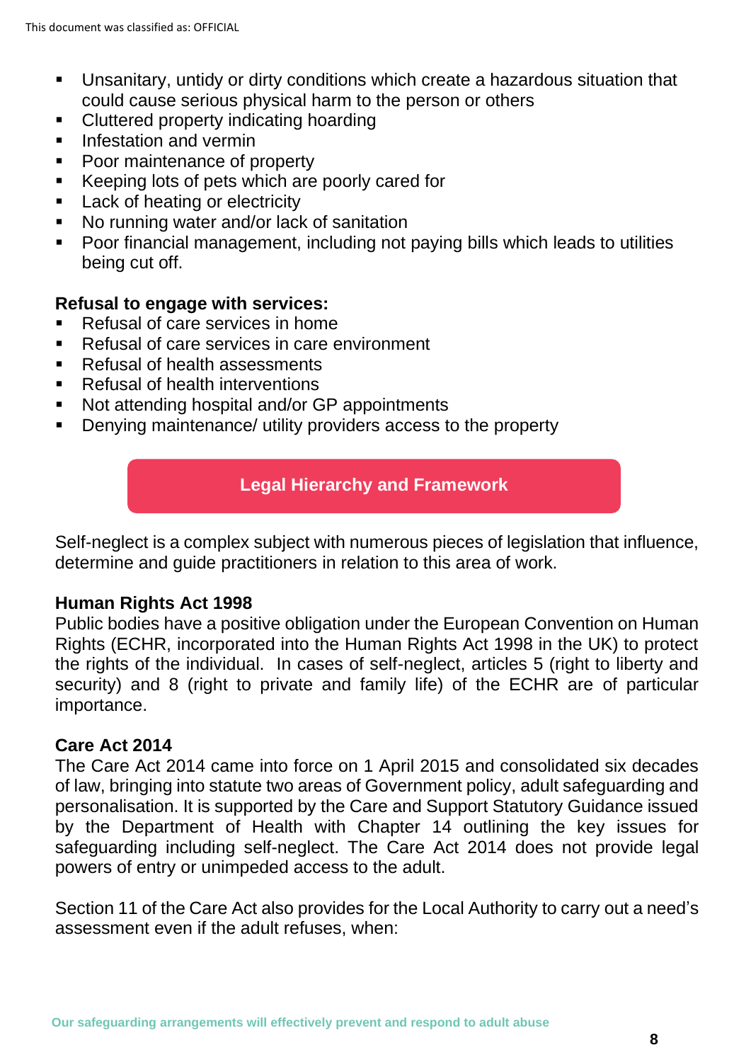- Unsanitary, untidy or dirty conditions which create a hazardous situation that could cause serious physical harm to the person or others
- Cluttered property indicating hoarding
- Infestation and vermin
- Poor maintenance of property
- Keeping lots of pets which are poorly cared for
- Lack of heating or electricity
- No running water and/or lack of sanitation
- Poor financial management, including not paying bills which leads to utilities being cut off.

**Refusal to engage with services:**

- Refusal of care services in home
- Refusal of care services in care environment
- Refusal of health assessments
- Refusal of health interventions
- Not attending hospital and/or GP appointments
- Denying maintenance/ utility providers access to the property

## Legal Hierarchy and Framework

Self-neglect is a complex subject with numerous pieces of legislation that influence, determine and guide practitioners in relation to this area of work.

### Human Rights Act 1998

Public bodies have a positive obligation under the European Convention on Human Rights (ECHR, incorporated into the Human Rights Act 1998 in the UK) to protect the rights of the individual. In cases of self-neglect, articles 5 (right to liberty and security) and 8 (right to private and family life) of the ECHR are of particular importance.

### Care Act 2014

The Care Act 2014 came into force on 1 April 2015 and consolidated six decades of law, bringing into statute two areas of Government policy, adult safeguarding and personalisation. It is supported by the Care and Support Statutory Guidance issued by the Department of Health with Chapter 14 outlining the key issues for safeguarding including self-neglect. The Care Act 2014 does not provide legal powers of entry or unimpeded access to the adult.

Section 11 of the Care Act also provides for the Local Authority to carry out a need's assessment even if the adult refuses, when: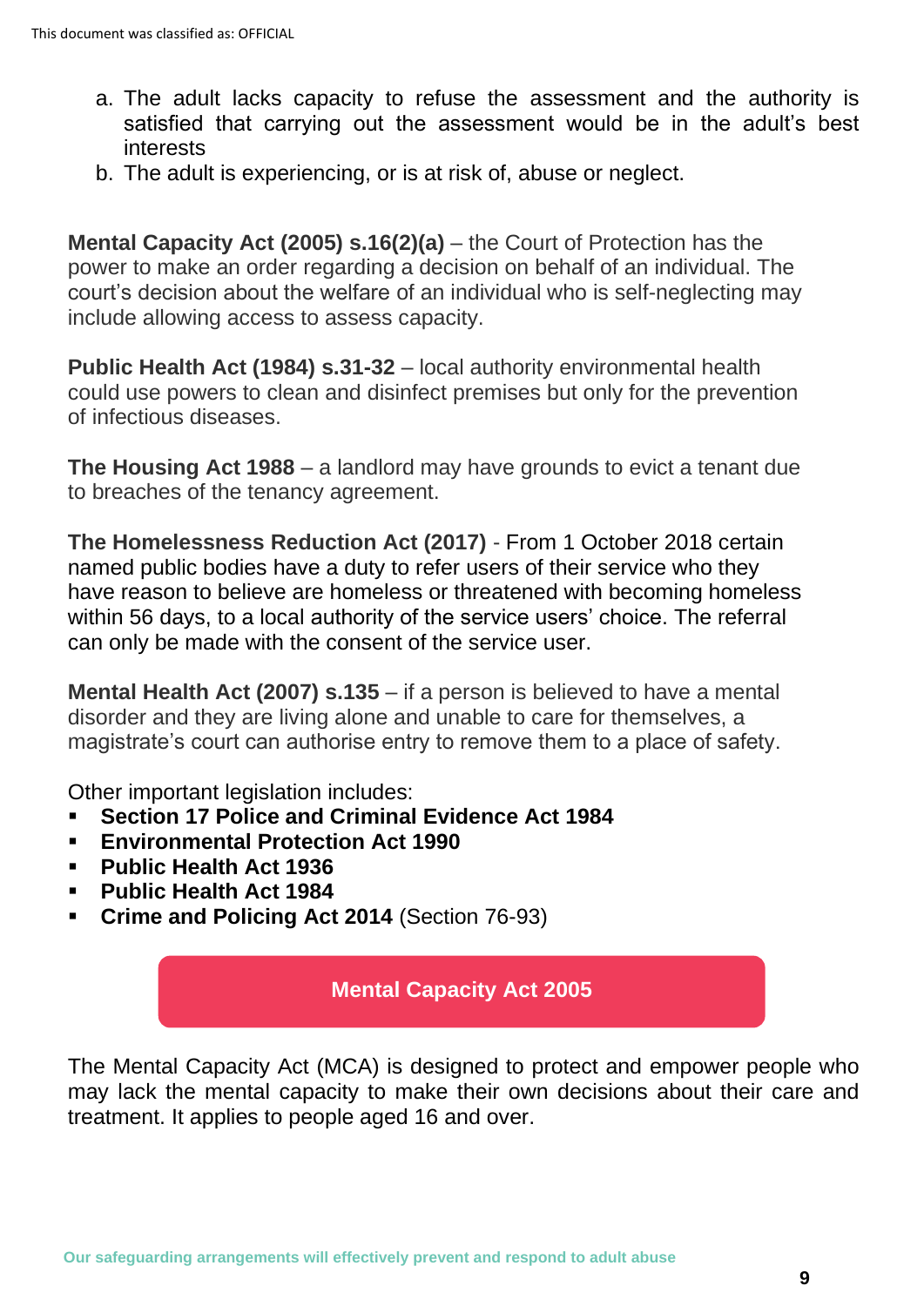a. The adult lacks capacity to refuse the assessment and the authority is satisfied that carrying out the assessment would be in the adult's best interests
b. The adult is experiencing, or is at risk of, abuse or neglect.

**Mental Capacity Act (2005) s.16(2)(a)** – the Court of Protection has the power to make an order regarding a decision on behalf of an individual. The court's decision about the welfare of an individual who is self-neglecting may include allowing access to assess capacity.

**Public Health Act (1984) s.31-32** – local authority environmental health could use powers to clean and disinfect premises but only for the prevention of infectious diseases.

**The Housing Act 1988** – a landlord may have grounds to evict a tenant due to breaches of the tenancy agreement.

**The Homelessness Reduction Act (2017)** - From 1 October 2018 certain named public bodies have a duty to refer users of their service who they have reason to believe are homeless or threatened with becoming homeless within 56 days, to a local authority of the service users' choice. The referral can only be made with the consent of the service user.

**Mental Health Act (2007) s.135** – if a person is believed to have a mental disorder and they are living alone and unable to care for themselves, a magistrate's court can authorise entry to remove them to a place of safety.

Other important legislation includes:

- **Section 17 Police and Criminal Evidence Act 1984**
- **Environmental Protection Act 1990**
- **Public Health Act 1936**
- **Public Health Act 1984**
- **Crime and Policing Act 2014** (Section 76-93)

## Mental Capacity Act 2005

The Mental Capacity Act (MCA) is designed to protect and empower people who may lack the mental capacity to make their own decisions about their care and treatment. It applies to people aged 16 and over.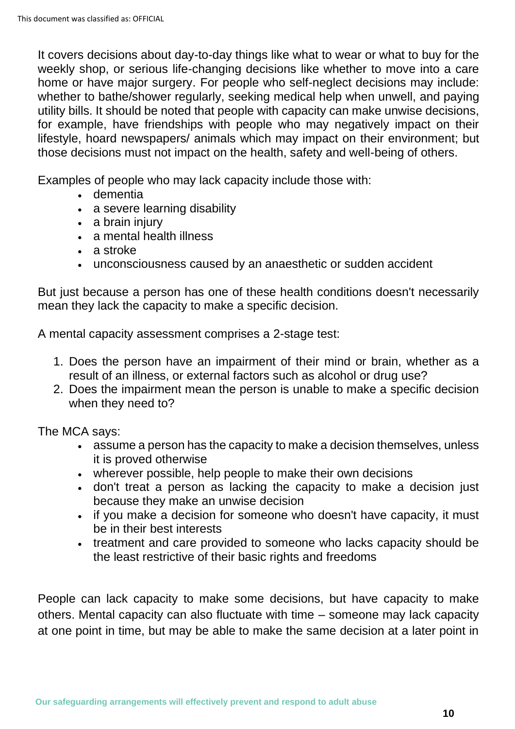It covers decisions about day-to-day things like what to wear or what to buy for the weekly shop, or serious life-changing decisions like whether to move into a care home or have major surgery. For people who self-neglect decisions may include: whether to bathe/shower regularly, seeking medical help when unwell, and paying utility bills. It should be noted that people with capacity can make unwise decisions, for example, have friendships with people who may negatively impact on their lifestyle, hoard newspapers/ animals which may impact on their environment; but those decisions must not impact on the health, safety and well-being of others.

Examples of people who may lack capacity include those with:

- dementia
- a severe learning disability
- a brain injury
- a mental health illness
- a stroke
- unconsciousness caused by an anaesthetic or sudden accident

But just because a person has one of these health conditions doesn't necessarily mean they lack the capacity to make a specific decision.

A mental capacity assessment comprises a 2-stage test:

1. Does the person have an impairment of their mind or brain, whether as a result of an illness, or external factors such as alcohol or drug use?
2. Does the impairment mean the person is unable to make a specific decision when they need to?

The MCA says:

- assume a person has the capacity to make a decision themselves, unless it is proved otherwise
- wherever possible, help people to make their own decisions
- don't treat a person as lacking the capacity to make a decision just because they make an unwise decision
- if you make a decision for someone who doesn't have capacity, it must be in their best interests
- treatment and care provided to someone who lacks capacity should be the least restrictive of their basic rights and freedoms

People can lack capacity to make some decisions, but have capacity to make others. Mental capacity can also fluctuate with time – someone may lack capacity at one point in time, but may be able to make the same decision at a later point in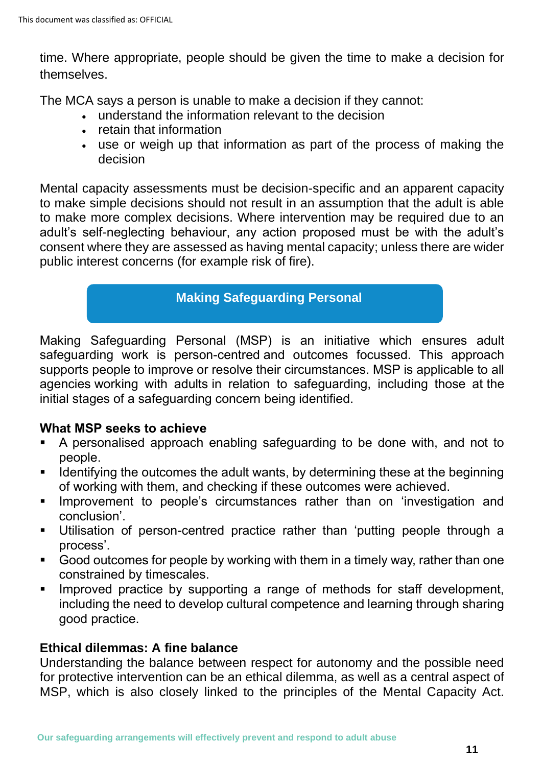time. Where appropriate, people should be given the time to make a decision for themselves.

The MCA says a person is unable to make a decision if they cannot:

- understand the information relevant to the decision
- retain that information
- use or weigh up that information as part of the process of making the decision

Mental capacity assessments must be decision-specific and an apparent capacity to make simple decisions should not result in an assumption that the adult is able to make more complex decisions. Where intervention may be required due to an adult's self-neglecting behaviour, any action proposed must be with the adult's consent where they are assessed as having mental capacity; unless there are wider public interest concerns (for example risk of fire).

## Making Safeguarding Personal

Making Safeguarding Personal (MSP) is an initiative which ensures adult safeguarding work is person-centred and outcomes focussed. This approach supports people to improve or resolve their circumstances. MSP is applicable to all agencies working with adults in relation to safeguarding, including those at the initial stages of a safeguarding concern being identified.

**What MSP seeks to achieve**

- A personalised approach enabling safeguarding to be done with, and not to people.
- Identifying the outcomes the adult wants, by determining these at the beginning of working with them, and checking if these outcomes were achieved.
- Improvement to people's circumstances rather than on 'investigation and conclusion'.
- Utilisation of person-centred practice rather than 'putting people through a process'.
- Good outcomes for people by working with them in a timely way, rather than one constrained by timescales.
- Improved practice by supporting a range of methods for staff development, including the need to develop cultural competence and learning through sharing good practice.

**Ethical dilemmas: A fine balance**

Understanding the balance between respect for autonomy and the possible need for protective intervention can be an ethical dilemma, as well as a central aspect of MSP, which is also closely linked to the principles of the Mental Capacity Act.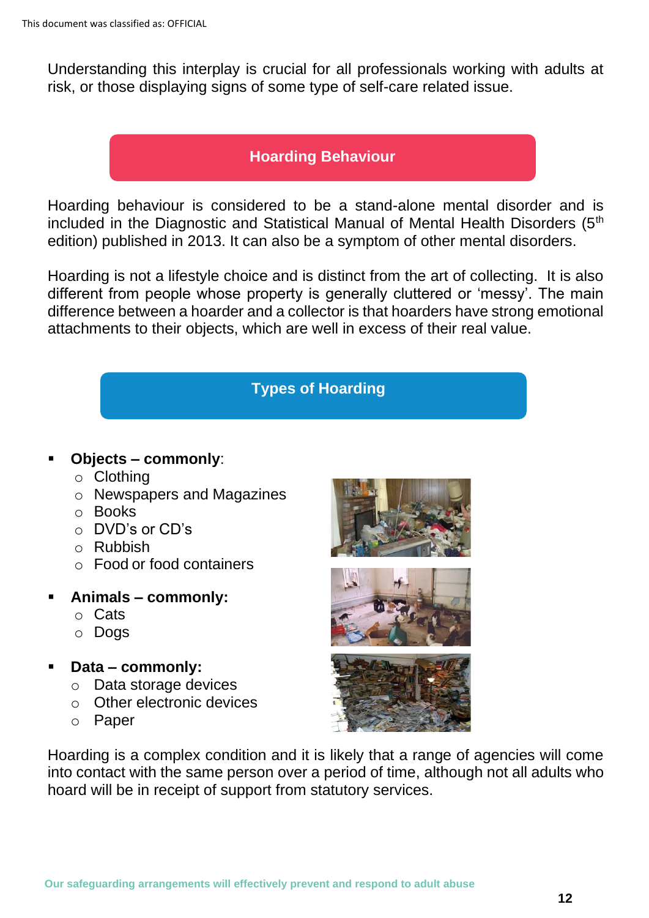Understanding this interplay is crucial for all professionals working with adults at risk, or those displaying signs of some type of self-care related issue.

## Hoarding Behaviour

Hoarding behaviour is considered to be a stand-alone mental disorder and is included in the Diagnostic and Statistical Manual of Mental Health Disorders (5th edition) published in 2013. It can also be a symptom of other mental disorders.

Hoarding is not a lifestyle choice and is distinct from the art of collecting. It is also different from people whose property is generally cluttered or 'messy'. The main difference between a hoarder and a collector is that hoarders have strong emotional attachments to their objects, which are well in excess of their real value.

## Types of Hoarding

- **Objects – commonly**:
  - Clothing
  - Newspapers and Magazines
  - Books
  - DVD's or CD's
  - Rubbish
  - Food or food containers
- **Animals – commonly:**
  - Cats
  - Dogs
- **Data – commonly:**
  - Data storage devices
  - Other electronic devices
  - Paper

Hoarding is a complex condition and it is likely that a range of agencies will come into contact with the same person over a period of time, although not all adults who hoard will be in receipt of support from statutory services.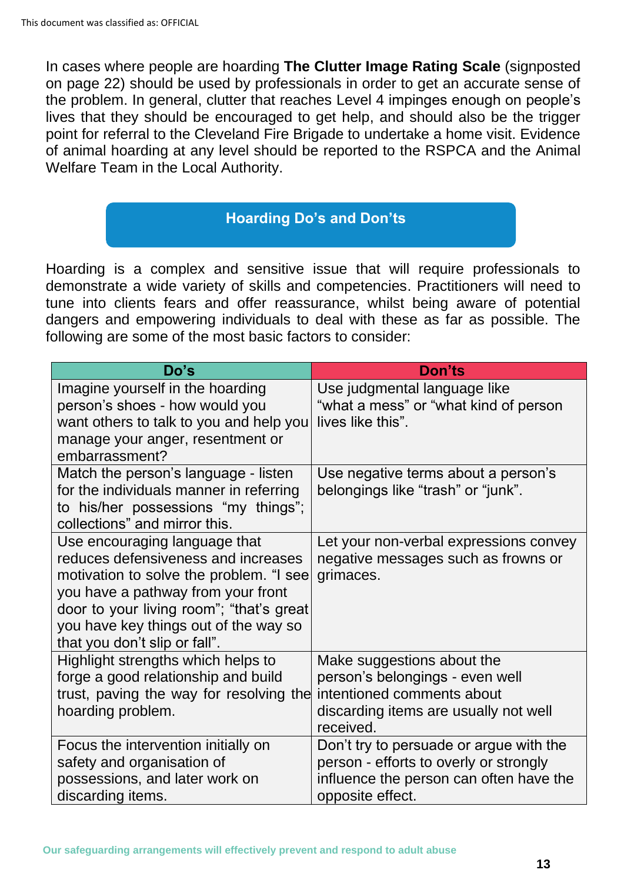In cases where people are hoarding **The Clutter Image Rating Scale** (signposted on page 22) should be used by professionals in order to get an accurate sense of the problem. In general, clutter that reaches Level 4 impinges enough on people's lives that they should be encouraged to get help, and should also be the trigger point for referral to the Cleveland Fire Brigade to undertake a home visit. Evidence of animal hoarding at any level should be reported to the RSPCA and the Animal Welfare Team in the Local Authority.

## Hoarding Do's and Don'ts

Hoarding is a complex and sensitive issue that will require professionals to demonstrate a wide variety of skills and competencies. Practitioners will need to tune into clients fears and offer reassurance, whilst being aware of potential dangers and empowering individuals to deal with these as far as possible. The following are some of the most basic factors to consider:

| Do's | Don'ts |
|---|---|
| Imagine yourself in the hoarding person's shoes - how would you want others to talk to you and help you manage your anger, resentment or embarrassment? | Use judgmental language like "what a mess" or "what kind of person lives like this". |
| Match the person's language - listen for the individuals manner in referring to his/her possessions "my things"; collections" and mirror this. | Use negative terms about a person's belongings like "trash" or "junk". |
| Use encouraging language that reduces defensiveness and increases motivation to solve the problem. "I see you have a pathway from your front door to your living room"; "that's great you have key things out of the way so that you don't slip or fall". | Let your non-verbal expressions convey negative messages such as frowns or grimaces. |
| Highlight strengths which helps to forge a good relationship and build trust, paving the way for resolving the hoarding problem. | Make suggestions about the person's belongings - even well intentioned comments about discarding items are usually not well received. |
| Focus the intervention initially on safety and organisation of possessions, and later work on discarding items. | Don't try to persuade or argue with the person - efforts to overly or strongly influence the person can often have the opposite effect. |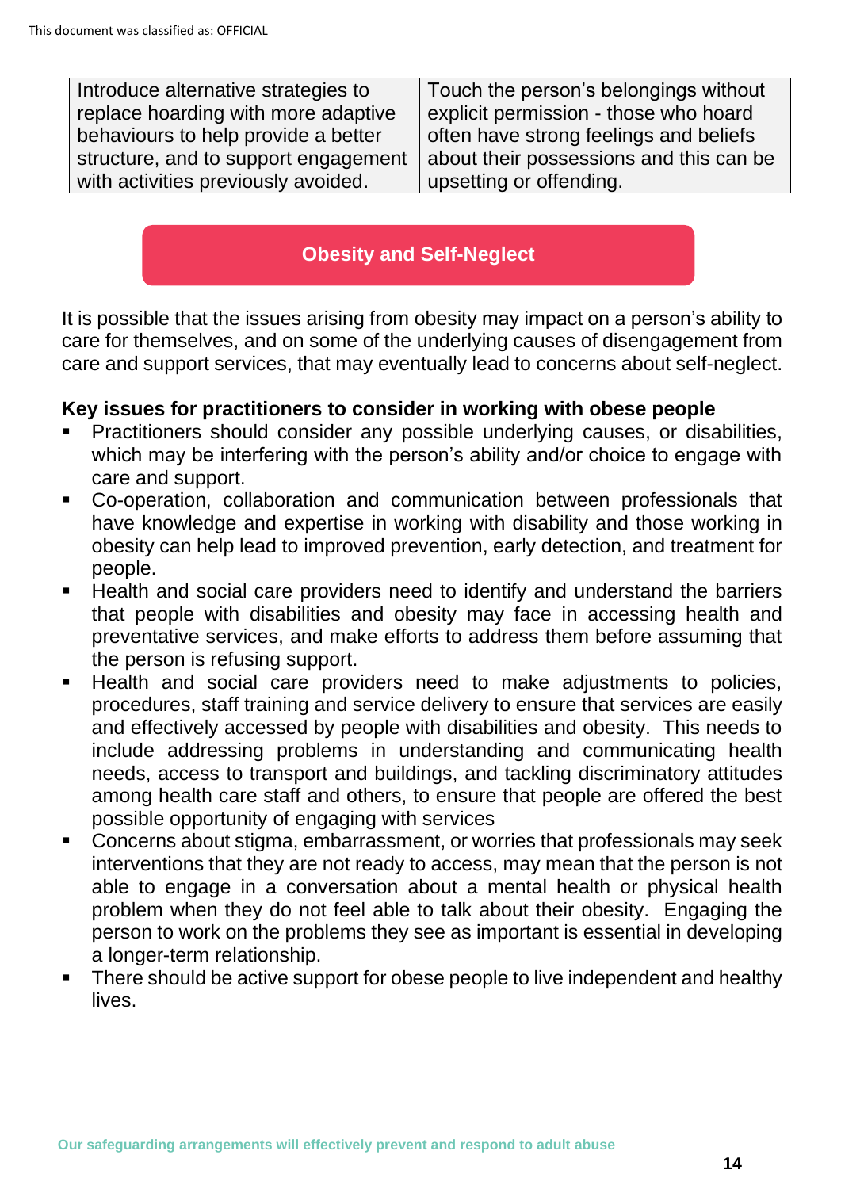| Introduce alternative strategies to replace hoarding with more adaptive behaviours to help provide a better structure, and to support engagement with activities previously avoided. | Touch the person's belongings without explicit permission - those who hoard often have strong feelings and beliefs about their possessions and this can be upsetting or offending. |
|---|---|

## Obesity and Self-Neglect

It is possible that the issues arising from obesity may impact on a person's ability to care for themselves, and on some of the underlying causes of disengagement from care and support services, that may eventually lead to concerns about self-neglect.

**Key issues for practitioners to consider in working with obese people**

- Practitioners should consider any possible underlying causes, or disabilities, which may be interfering with the person's ability and/or choice to engage with care and support.
- Co-operation, collaboration and communication between professionals that have knowledge and expertise in working with disability and those working in obesity can help lead to improved prevention, early detection, and treatment for people.
- Health and social care providers need to identify and understand the barriers that people with disabilities and obesity may face in accessing health and preventative services, and make efforts to address them before assuming that the person is refusing support.
- Health and social care providers need to make adjustments to policies, procedures, staff training and service delivery to ensure that services are easily and effectively accessed by people with disabilities and obesity. This needs to include addressing problems in understanding and communicating health needs, access to transport and buildings, and tackling discriminatory attitudes among health care staff and others, to ensure that people are offered the best possible opportunity of engaging with services
- Concerns about stigma, embarrassment, or worries that professionals may seek interventions that they are not ready to access, may mean that the person is not able to engage in a conversation about a mental health or physical health problem when they do not feel able to talk about their obesity. Engaging the person to work on the problems they see as important is essential in developing a longer-term relationship.
- There should be active support for obese people to live independent and healthy lives.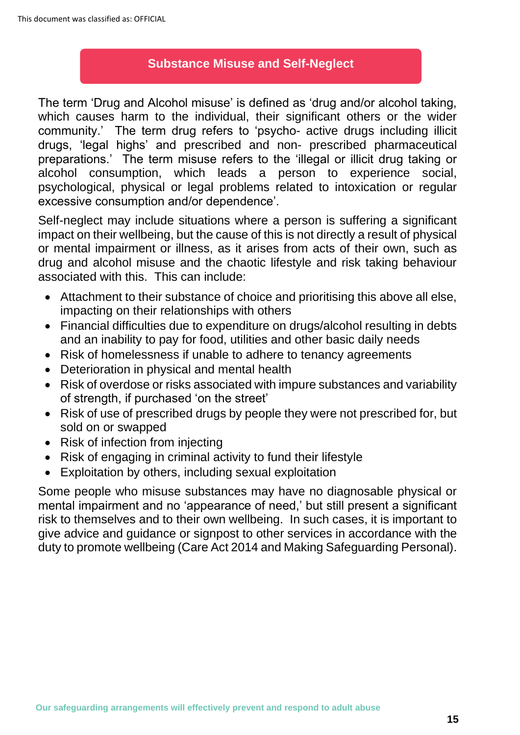## Substance Misuse and Self-Neglect

The term 'Drug and Alcohol misuse' is defined as 'drug and/or alcohol taking, which causes harm to the individual, their significant others or the wider community.' The term drug refers to 'psycho- active drugs including illicit drugs, 'legal highs' and prescribed and non- prescribed pharmaceutical preparations.' The term misuse refers to the 'illegal or illicit drug taking or alcohol consumption, which leads a person to experience social, psychological, physical or legal problems related to intoxication or regular excessive consumption and/or dependence'.

Self-neglect may include situations where a person is suffering a significant impact on their wellbeing, but the cause of this is not directly a result of physical or mental impairment or illness, as it arises from acts of their own, such as drug and alcohol misuse and the chaotic lifestyle and risk taking behaviour associated with this. This can include:

- Attachment to their substance of choice and prioritising this above all else, impacting on their relationships with others
- Financial difficulties due to expenditure on drugs/alcohol resulting in debts and an inability to pay for food, utilities and other basic daily needs
- Risk of homelessness if unable to adhere to tenancy agreements
- Deterioration in physical and mental health
- Risk of overdose or risks associated with impure substances and variability of strength, if purchased 'on the street'
- Risk of use of prescribed drugs by people they were not prescribed for, but sold on or swapped
- Risk of infection from injecting
- Risk of engaging in criminal activity to fund their lifestyle
- Exploitation by others, including sexual exploitation

Some people who misuse substances may have no diagnosable physical or mental impairment and no 'appearance of need,' but still present a significant risk to themselves and to their own wellbeing. In such cases, it is important to give advice and guidance or signpost to other services in accordance with the duty to promote wellbeing (Care Act 2014 and Making Safeguarding Personal).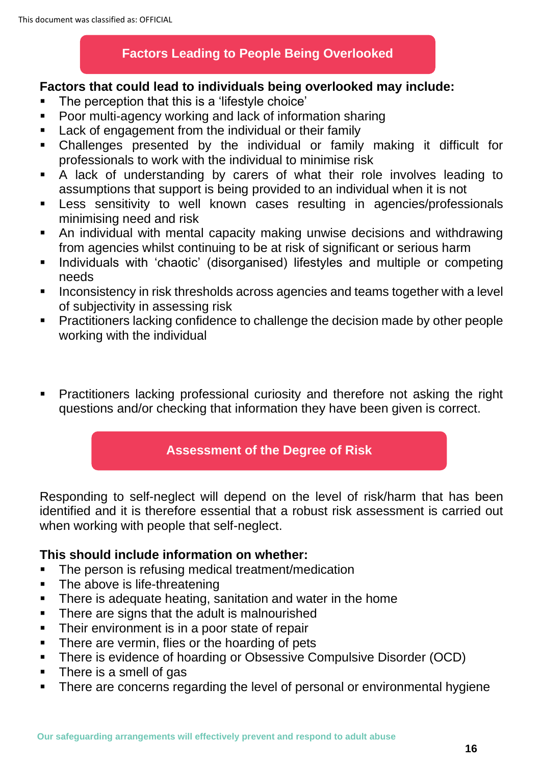## Factors Leading to People Being Overlooked

**Factors that could lead to individuals being overlooked may include:**

- The perception that this is a 'lifestyle choice'
- Poor multi-agency working and lack of information sharing
- Lack of engagement from the individual or their family
- Challenges presented by the individual or family making it difficult for professionals to work with the individual to minimise risk
- A lack of understanding by carers of what their role involves leading to assumptions that support is being provided to an individual when it is not
- Less sensitivity to well known cases resulting in agencies/professionals minimising need and risk
- An individual with mental capacity making unwise decisions and withdrawing from agencies whilst continuing to be at risk of significant or serious harm
- Individuals with 'chaotic' (disorganised) lifestyles and multiple or competing needs
- Inconsistency in risk thresholds across agencies and teams together with a level of subjectivity in assessing risk
- Practitioners lacking confidence to challenge the decision made by other people working with the individual
- Practitioners lacking professional curiosity and therefore not asking the right questions and/or checking that information they have been given is correct.

## Assessment of the Degree of Risk

Responding to self-neglect will depend on the level of risk/harm that has been identified and it is therefore essential that a robust risk assessment is carried out when working with people that self-neglect.

**This should include information on whether:**

- The person is refusing medical treatment/medication
- The above is life-threatening
- There is adequate heating, sanitation and water in the home
- There are signs that the adult is malnourished
- Their environment is in a poor state of repair
- There are vermin, flies or the hoarding of pets
- There is evidence of hoarding or Obsessive Compulsive Disorder (OCD)
- There is a smell of gas
- There are concerns regarding the level of personal or environmental hygiene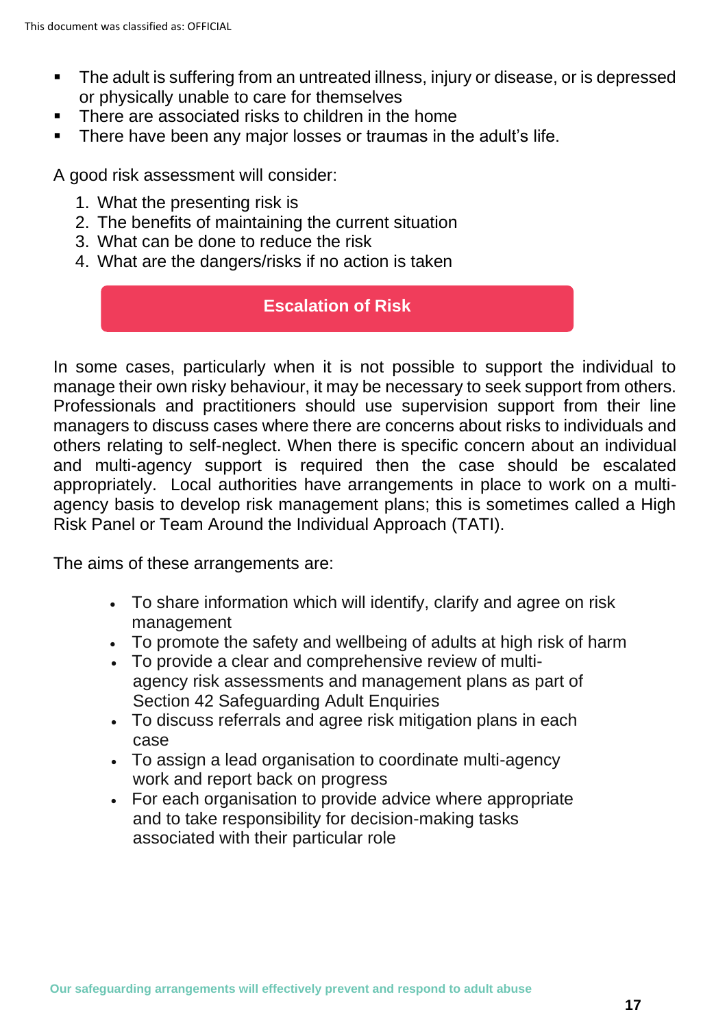- The adult is suffering from an untreated illness, injury or disease, or is depressed or physically unable to care for themselves
- There are associated risks to children in the home
- There have been any major losses or traumas in the adult's life.

A good risk assessment will consider:

1. What the presenting risk is
2. The benefits of maintaining the current situation
3. What can be done to reduce the risk
4. What are the dangers/risks if no action is taken

## Escalation of Risk

In some cases, particularly when it is not possible to support the individual to manage their own risky behaviour, it may be necessary to seek support from others. Professionals and practitioners should use supervision support from their line managers to discuss cases where there are concerns about risks to individuals and others relating to self-neglect. When there is specific concern about an individual and multi-agency support is required then the case should be escalated appropriately. Local authorities have arrangements in place to work on a multi-agency basis to develop risk management plans; this is sometimes called a High Risk Panel or Team Around the Individual Approach (TATI).

The aims of these arrangements are:

- To share information which will identify, clarify and agree on risk management
- To promote the safety and wellbeing of adults at high risk of harm
- To provide a clear and comprehensive review of multi-agency risk assessments and management plans as part of Section 42 Safeguarding Adult Enquiries
- To discuss referrals and agree risk mitigation plans in each case
- To assign a lead organisation to coordinate multi-agency work and report back on progress
- For each organisation to provide advice where appropriate and to take responsibility for decision-making tasks associated with their particular role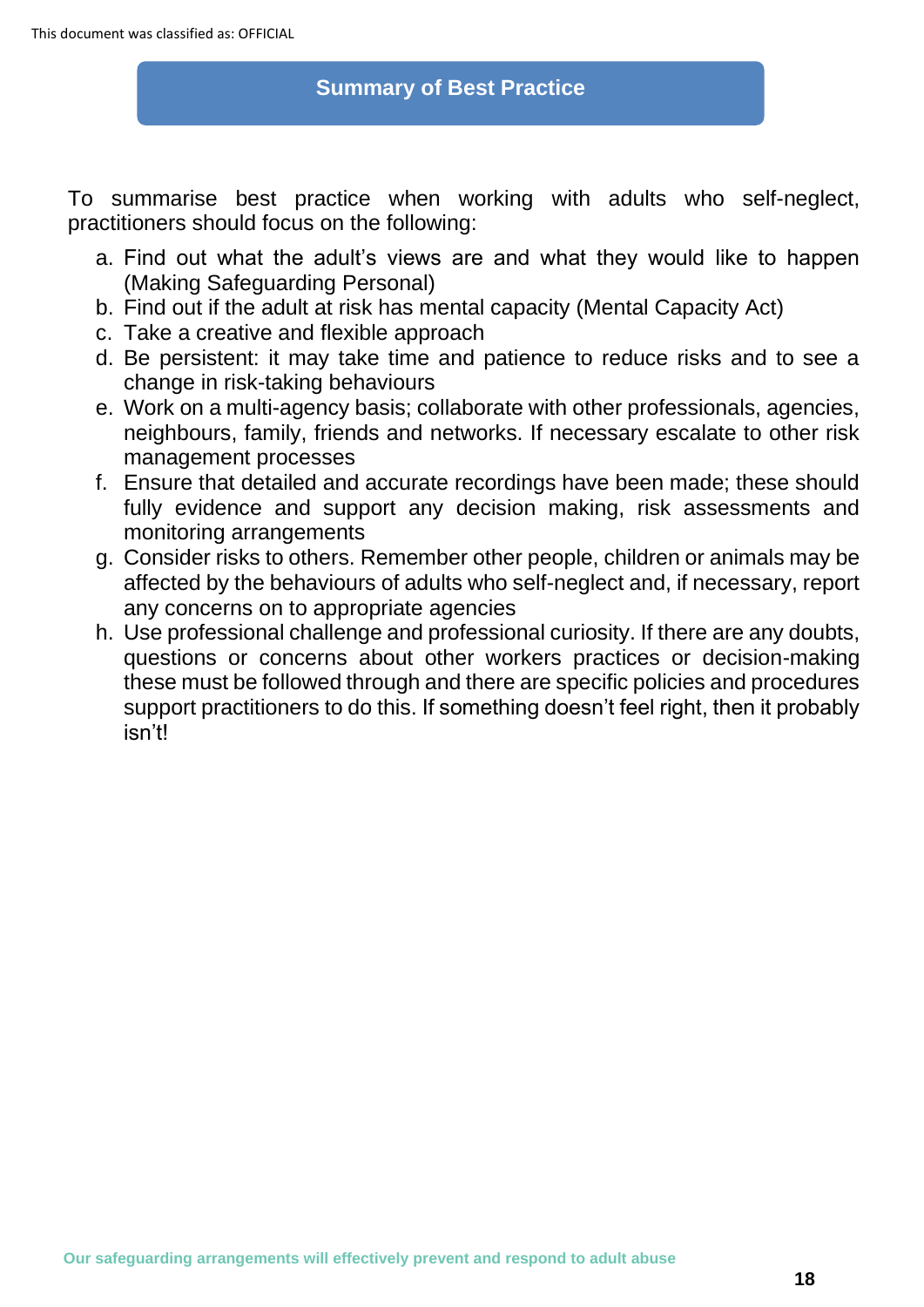## Summary of Best Practice

To summarise best practice when working with adults who self-neglect, practitioners should focus on the following:

a. Find out what the adult's views are and what they would like to happen (Making Safeguarding Personal)
b. Find out if the adult at risk has mental capacity (Mental Capacity Act)
c. Take a creative and flexible approach
d. Be persistent: it may take time and patience to reduce risks and to see a change in risk-taking behaviours
e. Work on a multi-agency basis; collaborate with other professionals, agencies, neighbours, family, friends and networks. If necessary escalate to other risk management processes
f. Ensure that detailed and accurate recordings have been made; these should fully evidence and support any decision making, risk assessments and monitoring arrangements
g. Consider risks to others. Remember other people, children or animals may be affected by the behaviours of adults who self-neglect and, if necessary, report any concerns on to appropriate agencies
h. Use professional challenge and professional curiosity. If there are any doubts, questions or concerns about other workers practices or decision-making these must be followed through and there are specific policies and procedures support practitioners to do this. If something doesn't feel right, then it probably isn't!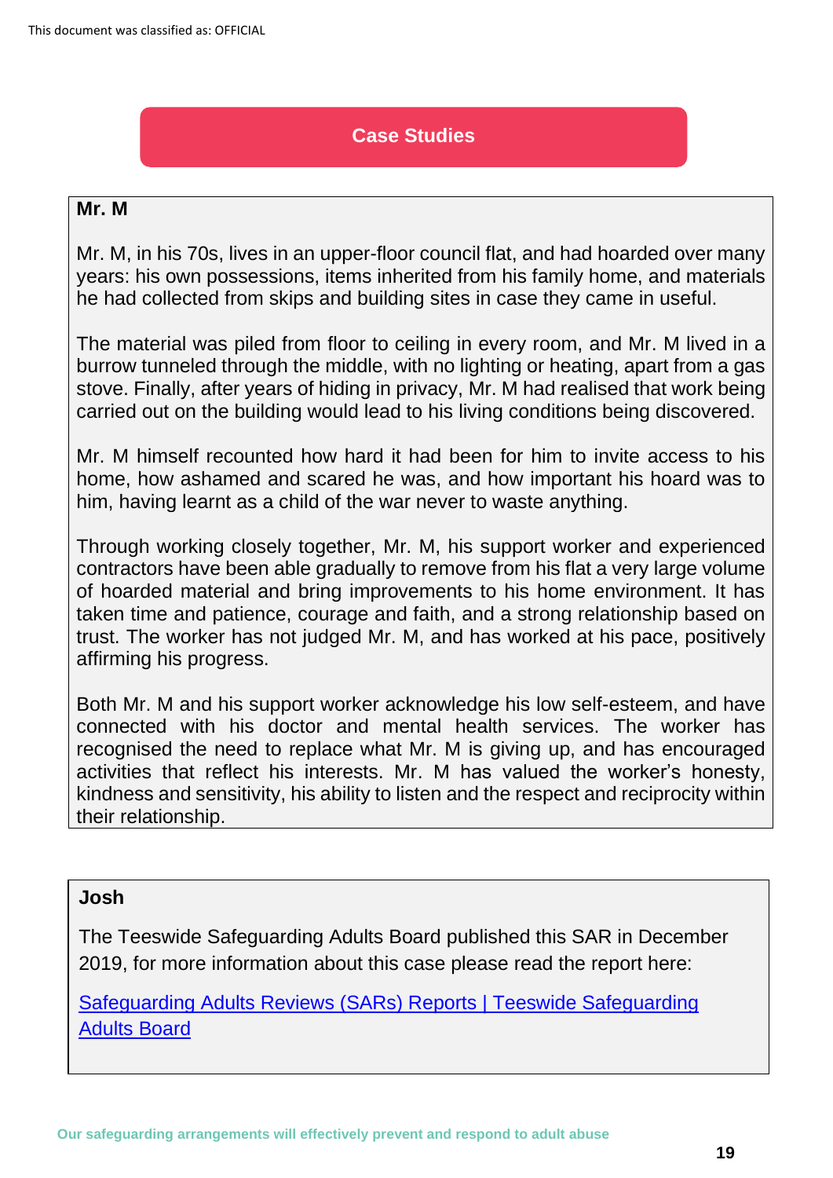## Case Studies

### Mr. M

Mr. M, in his 70s, lives in an upper-floor council flat, and had hoarded over many years: his own possessions, items inherited from his family home, and materials he had collected from skips and building sites in case they came in useful.

The material was piled from floor to ceiling in every room, and Mr. M lived in a burrow tunneled through the middle, with no lighting or heating, apart from a gas stove. Finally, after years of hiding in privacy, Mr. M had realised that work being carried out on the building would lead to his living conditions being discovered.

Mr. M himself recounted how hard it had been for him to invite access to his home, how ashamed and scared he was, and how important his hoard was to him, having learnt as a child of the war never to waste anything.

Through working closely together, Mr. M, his support worker and experienced contractors have been able gradually to remove from his flat a very large volume of hoarded material and bring improvements to his home environment. It has taken time and patience, courage and faith, and a strong relationship based on trust. The worker has not judged Mr. M, and has worked at his pace, positively affirming his progress.

Both Mr. M and his support worker acknowledge his low self-esteem, and have connected with his doctor and mental health services. The worker has recognised the need to replace what Mr. M is giving up, and has encouraged activities that reflect his interests. Mr. M has valued the worker's honesty, kindness and sensitivity, his ability to listen and the respect and reciprocity within their relationship.

### Josh

The Teeswide Safeguarding Adults Board published this SAR in December 2019, for more information about this case please read the report here:

[Safeguarding Adults Reviews (SARs) Reports | Teeswide Safeguarding Adults Board]

Our safeguarding arrangements will effectively prevent and respond to adult abuse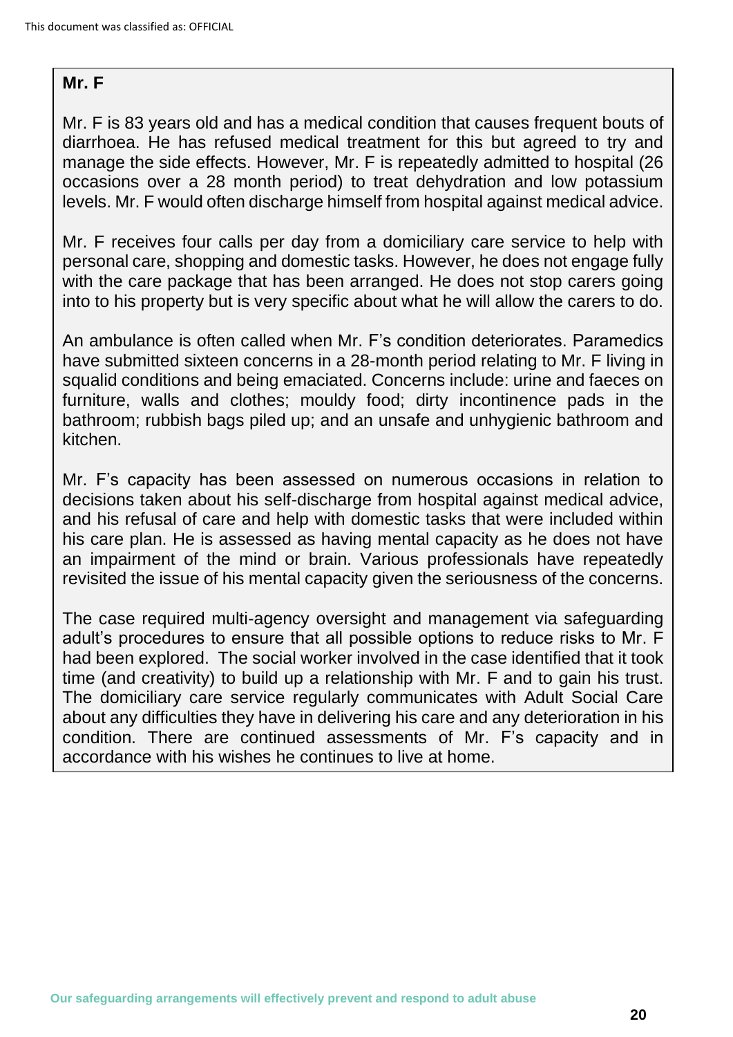**Mr. F**

Mr. F is 83 years old and has a medical condition that causes frequent bouts of diarrhoea. He has refused medical treatment for this but agreed to try and manage the side effects. However, Mr. F is repeatedly admitted to hospital (26 occasions over a 28 month period) to treat dehydration and low potassium levels. Mr. F would often discharge himself from hospital against medical advice.

Mr. F receives four calls per day from a domiciliary care service to help with personal care, shopping and domestic tasks. However, he does not engage fully with the care package that has been arranged. He does not stop carers going into to his property but is very specific about what he will allow the carers to do.

An ambulance is often called when Mr. F's condition deteriorates. Paramedics have submitted sixteen concerns in a 28-month period relating to Mr. F living in squalid conditions and being emaciated. Concerns include: urine and faeces on furniture, walls and clothes; mouldy food; dirty incontinence pads in the bathroom; rubbish bags piled up; and an unsafe and unhygienic bathroom and kitchen.

Mr. F's capacity has been assessed on numerous occasions in relation to decisions taken about his self-discharge from hospital against medical advice, and his refusal of care and help with domestic tasks that were included within his care plan. He is assessed as having mental capacity as he does not have an impairment of the mind or brain. Various professionals have repeatedly revisited the issue of his mental capacity given the seriousness of the concerns.

The case required multi-agency oversight and management via safeguarding adult's procedures to ensure that all possible options to reduce risks to Mr. F had been explored. The social worker involved in the case identified that it took time (and creativity) to build up a relationship with Mr. F and to gain his trust. The domiciliary care service regularly communicates with Adult Social Care about any difficulties they have in delivering his care and any deterioration in his condition. There are continued assessments of Mr. F's capacity and in accordance with his wishes he continues to live at home.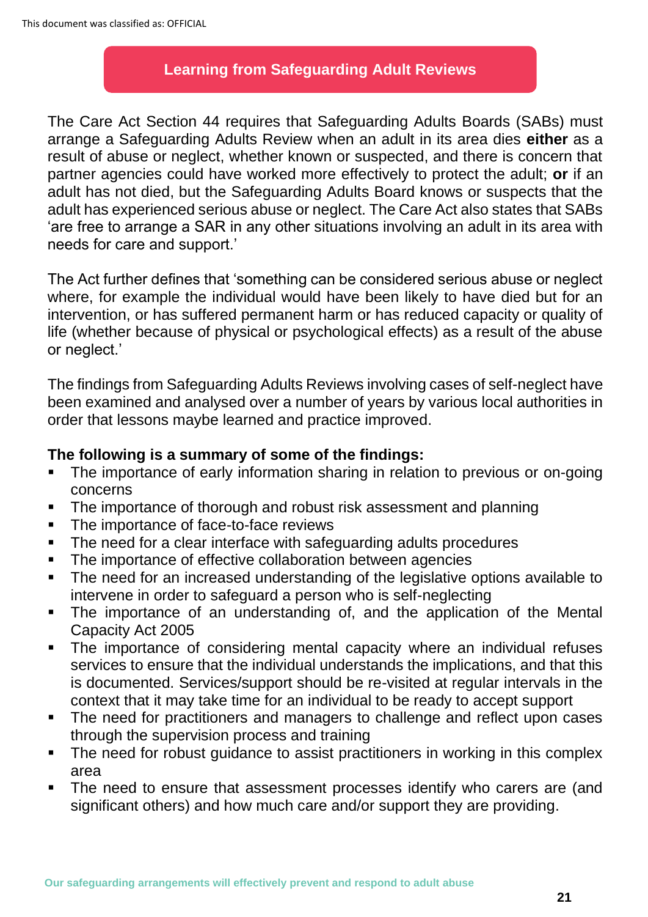## Learning from Safeguarding Adult Reviews

The Care Act Section 44 requires that Safeguarding Adults Boards (SABs) must arrange a Safeguarding Adults Review when an adult in its area dies **either** as a result of abuse or neglect, whether known or suspected, and there is concern that partner agencies could have worked more effectively to protect the adult; **or** if an adult has not died, but the Safeguarding Adults Board knows or suspects that the adult has experienced serious abuse or neglect. The Care Act also states that SABs 'are free to arrange a SAR in any other situations involving an adult in its area with needs for care and support.'

The Act further defines that 'something can be considered serious abuse or neglect where, for example the individual would have been likely to have died but for an intervention, or has suffered permanent harm or has reduced capacity or quality of life (whether because of physical or psychological effects) as a result of the abuse or neglect.'

The findings from Safeguarding Adults Reviews involving cases of self-neglect have been examined and analysed over a number of years by various local authorities in order that lessons maybe learned and practice improved.

**The following is a summary of some of the findings:**

- The importance of early information sharing in relation to previous or on-going concerns
- The importance of thorough and robust risk assessment and planning
- The importance of face-to-face reviews
- The need for a clear interface with safeguarding adults procedures
- The importance of effective collaboration between agencies
- The need for an increased understanding of the legislative options available to intervene in order to safeguard a person who is self-neglecting
- The importance of an understanding of, and the application of the Mental Capacity Act 2005
- The importance of considering mental capacity where an individual refuses services to ensure that the individual understands the implications, and that this is documented. Services/support should be re-visited at regular intervals in the context that it may take time for an individual to be ready to accept support
- The need for practitioners and managers to challenge and reflect upon cases through the supervision process and training
- The need for robust guidance to assist practitioners in working in this complex area
- The need to ensure that assessment processes identify who carers are (and significant others) and how much care and/or support they are providing.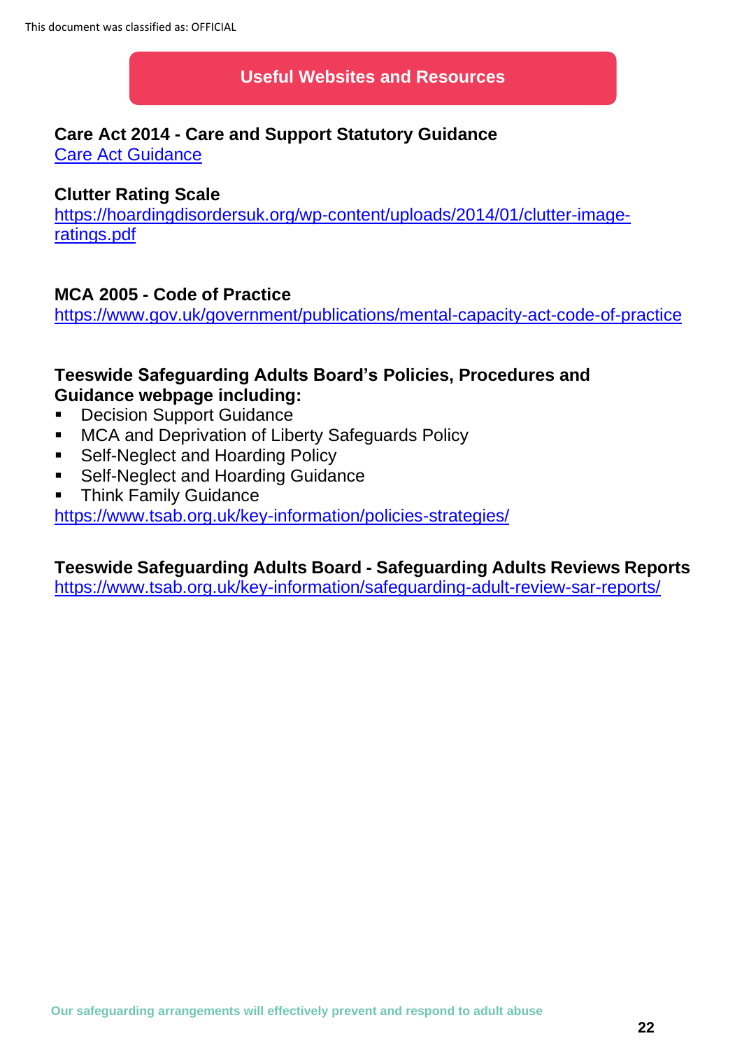## Useful Websites and Resources

**Care Act 2014 - Care and Support Statutory Guidance**
Care Act Guidance

**Clutter Rating Scale**
https://hoardingdisordersuk.org/wp-content/uploads/2014/01/clutter-image-ratings.pdf

**MCA 2005 - Code of Practice**
https://www.gov.uk/government/publications/mental-capacity-act-code-of-practice

**Teeswide Safeguarding Adults Board's Policies, Procedures and Guidance webpage including:**

- Decision Support Guidance
- MCA and Deprivation of Liberty Safeguards Policy
- Self-Neglect and Hoarding Policy
- Self-Neglect and Hoarding Guidance
- Think Family Guidance

https://www.tsab.org.uk/key-information/policies-strategies/

**Teeswide Safeguarding Adults Board - Safeguarding Adults Reviews Reports**
https://www.tsab.org.uk/key-information/safeguarding-adult-review-sar-reports/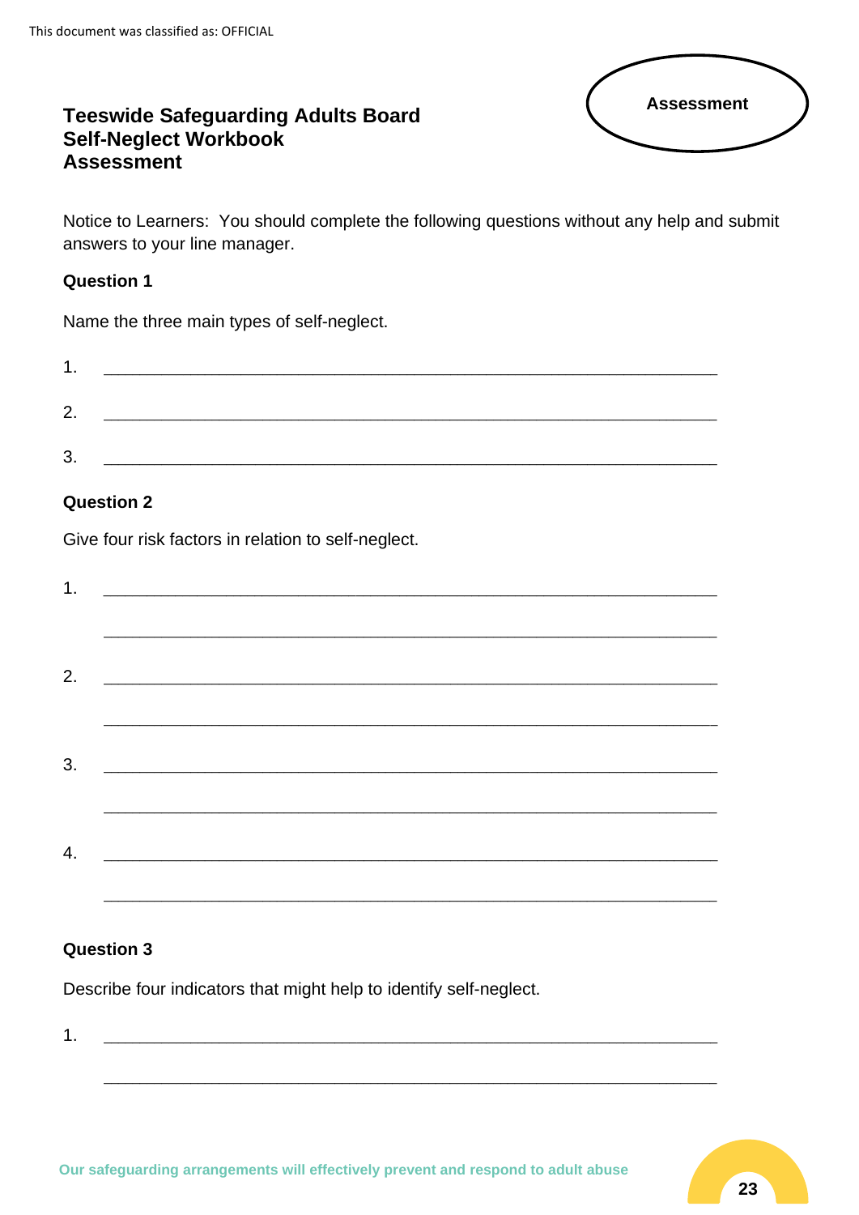This document was classified as: OFFICIAL

**Assessment**

# Teeswide Safeguarding Adults Board Self-Neglect Workbook Assessment

Notice to Learners: You should complete the following questions without any help and submit answers to your line manager.

**Question 1**

Name the three main types of self-neglect.

1. ______________________________________________________________

2. ______________________________________________________________

3. ______________________________________________________________

**Question 2**

Give four risk factors in relation to self-neglect.

1. ______________________________________________________________

   ______________________________________________________________

2. ______________________________________________________________

   ______________________________________________________________

3. ______________________________________________________________

   ______________________________________________________________

4. ______________________________________________________________

   ______________________________________________________________

**Question 3**

Describe four indicators that might help to identify self-neglect.

1. ______________________________________________________________

   ______________________________________________________________

Our safeguarding arrangements will effectively prevent and respond to adult abuse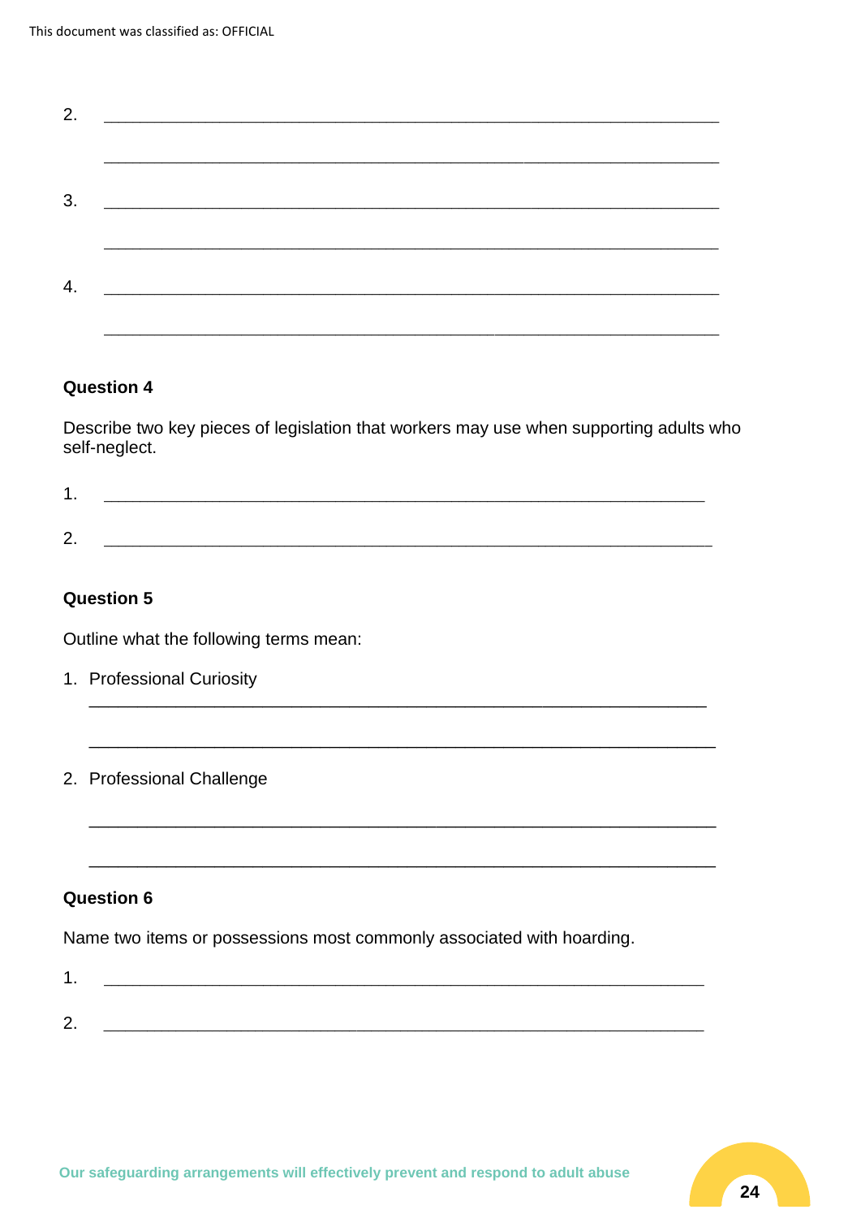2. \_\_\_\_\_\_\_\_\_\_\_\_\_\_\_\_\_\_\_\_\_\_\_\_\_\_\_\_\_\_\_\_\_\_\_\_\_\_\_\_\_\_\_\_\_\_\_\_\_\_\_\_\_\_\_\_\_\_\_\_

   \_\_\_\_\_\_\_\_\_\_\_\_\_\_\_\_\_\_\_\_\_\_\_\_\_\_\_\_\_\_\_\_\_\_\_\_\_\_\_\_\_\_\_\_\_\_\_\_\_\_\_\_\_\_\_\_\_\_\_\_

3. \_\_\_\_\_\_\_\_\_\_\_\_\_\_\_\_\_\_\_\_\_\_\_\_\_\_\_\_\_\_\_\_\_\_\_\_\_\_\_\_\_\_\_\_\_\_\_\_\_\_\_\_\_\_\_\_\_\_\_\_

   \_\_\_\_\_\_\_\_\_\_\_\_\_\_\_\_\_\_\_\_\_\_\_\_\_\_\_\_\_\_\_\_\_\_\_\_\_\_\_\_\_\_\_\_\_\_\_\_\_\_\_\_\_\_\_\_\_\_\_\_

4. \_\_\_\_\_\_\_\_\_\_\_\_\_\_\_\_\_\_\_\_\_\_\_\_\_\_\_\_\_\_\_\_\_\_\_\_\_\_\_\_\_\_\_\_\_\_\_\_\_\_\_\_\_\_\_\_\_\_\_\_

   \_\_\_\_\_\_\_\_\_\_\_\_\_\_\_\_\_\_\_\_\_\_\_\_\_\_\_\_\_\_\_\_\_\_\_\_\_\_\_\_\_\_\_\_\_\_\_\_\_\_\_\_\_\_\_\_\_\_\_\_

**Question 4**

Describe two key pieces of legislation that workers may use when supporting adults who self-neglect.

1. \_\_\_\_\_\_\_\_\_\_\_\_\_\_\_\_\_\_\_\_\_\_\_\_\_\_\_\_\_\_\_\_\_\_\_\_\_\_\_\_\_\_\_\_\_\_\_\_\_\_\_\_\_\_\_\_\_\_\_\_

2. \_\_\_\_\_\_\_\_\_\_\_\_\_\_\_\_\_\_\_\_\_\_\_\_\_\_\_\_\_\_\_\_\_\_\_\_\_\_\_\_\_\_\_\_\_\_\_\_\_\_\_\_\_\_\_\_\_\_\_\_

**Question 5**

Outline what the following terms mean:

1. Professional Curiosity

   \_\_\_\_\_\_\_\_\_\_\_\_\_\_\_\_\_\_\_\_\_\_\_\_\_\_\_\_\_\_\_\_\_\_\_\_\_\_\_\_\_\_\_\_\_\_\_\_\_\_\_\_\_\_\_\_\_\_\_\_

   \_\_\_\_\_\_\_\_\_\_\_\_\_\_\_\_\_\_\_\_\_\_\_\_\_\_\_\_\_\_\_\_\_\_\_\_\_\_\_\_\_\_\_\_\_\_\_\_\_\_\_\_\_\_\_\_\_\_\_\_

2. Professional Challenge

   \_\_\_\_\_\_\_\_\_\_\_\_\_\_\_\_\_\_\_\_\_\_\_\_\_\_\_\_\_\_\_\_\_\_\_\_\_\_\_\_\_\_\_\_\_\_\_\_\_\_\_\_\_\_\_\_\_\_\_\_

   \_\_\_\_\_\_\_\_\_\_\_\_\_\_\_\_\_\_\_\_\_\_\_\_\_\_\_\_\_\_\_\_\_\_\_\_\_\_\_\_\_\_\_\_\_\_\_\_\_\_\_\_\_\_\_\_\_\_\_\_

**Question 6**

Name two items or possessions most commonly associated with hoarding.

1. \_\_\_\_\_\_\_\_\_\_\_\_\_\_\_\_\_\_\_\_\_\_\_\_\_\_\_\_\_\_\_\_\_\_\_\_\_\_\_\_\_\_\_\_\_\_\_\_\_\_\_\_\_\_\_\_\_\_\_\_

2. \_\_\_\_\_\_\_\_\_\_\_\_\_\_\_\_\_\_\_\_\_\_\_\_\_\_\_\_\_\_\_\_\_\_\_\_\_\_\_\_\_\_\_\_\_\_\_\_\_\_\_\_\_\_\_\_\_\_\_\_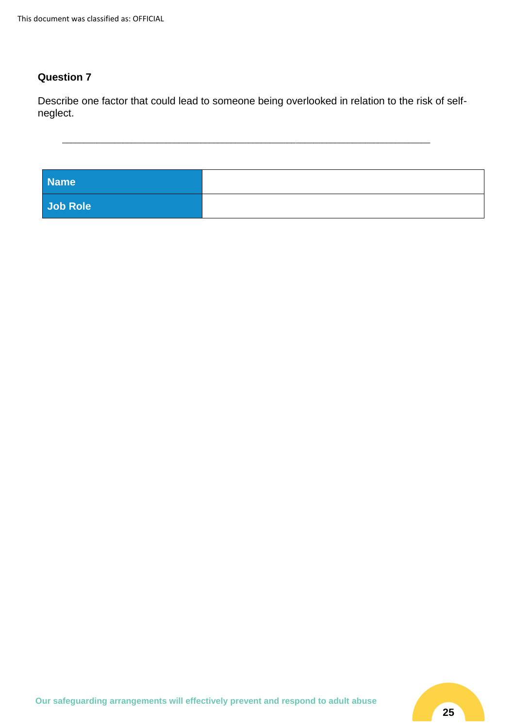**Question 7**

Describe one factor that could lead to someone being overlooked in relation to the risk of self-neglect.

\_\_\_\_\_\_\_\_\_\_\_\_\_\_\_\_\_\_\_\_\_\_\_\_\_\_\_\_\_\_\_\_\_\_\_\_\_\_\_\_\_\_\_\_\_\_\_\_\_\_\_\_\_\_\_\_\_\_\_\_\_\_

| | |
|---|---|
| **Name** | |
| **Job Role** | |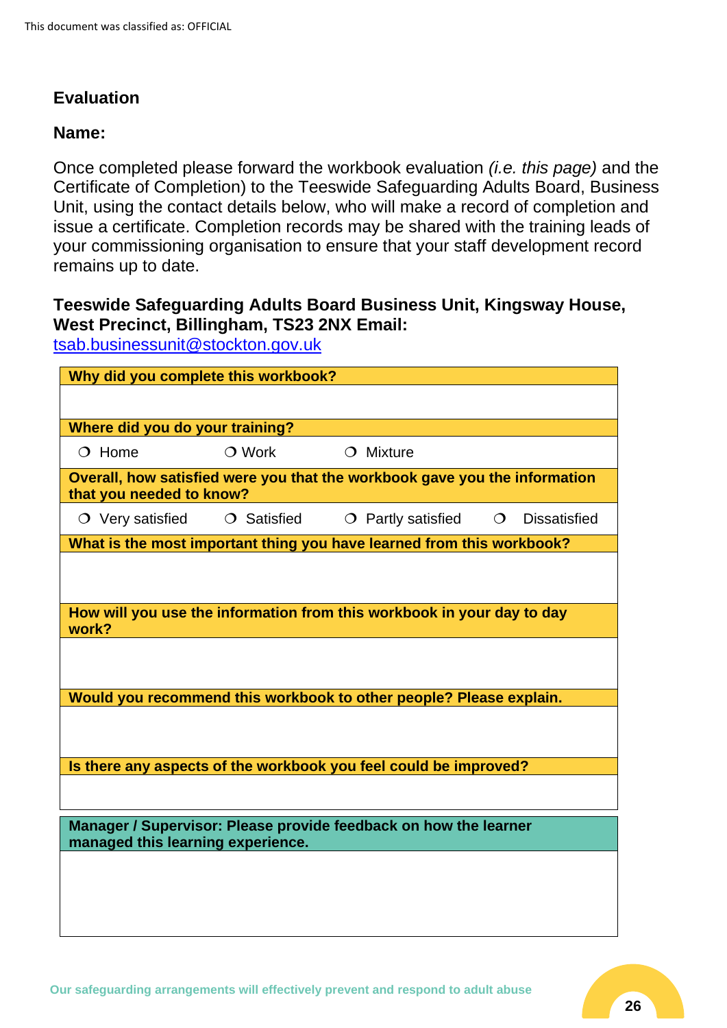## Evaluation

**Name:**

Once completed please forward the workbook evaluation *(i.e. this page)* and the Certificate of Completion) to the Teeswide Safeguarding Adults Board, Business Unit, using the contact details below, who will make a record of completion and issue a certificate. Completion records may be shared with the training leads of your commissioning organisation to ensure that your staff development record remains up to date.

**Teeswide Safeguarding Adults Board Business Unit, Kingsway House, West Precinct, Billingham, TS23 2NX Email:**
[tsab.businessunit@stockton.gov.uk](mailto:tsab.businessunit@stockton.gov.uk)

| **Why did you complete this workbook?** | | | |
|---|---|---|---|
| | | | |
| **Where did you do your training?** | | | |
| ❍ Home | ❍ Work | ❍ Mixture | |
| **Overall, how satisfied were you that the workbook gave you the information that you needed to know?** | | | |
| ❍ Very satisfied | ❍ Satisfied | ❍ Partly satisfied | ❍ Dissatisfied |
| **What is the most important thing you have learned from this workbook?** | | | |
| | | | |
| **How will you use the information from this workbook in your day to day work?** | | | |
| | | | |
| **Would you recommend this workbook to other people? Please explain.** | | | |
| | | | |
| **Is there any aspects of the workbook you feel could be improved?** | | | |
| | | | |

| **Manager / Supervisor: Please provide feedback on how the learner managed this learning experience.** |
|---|
| |

Our safeguarding arrangements will effectively prevent and respond to adult abuse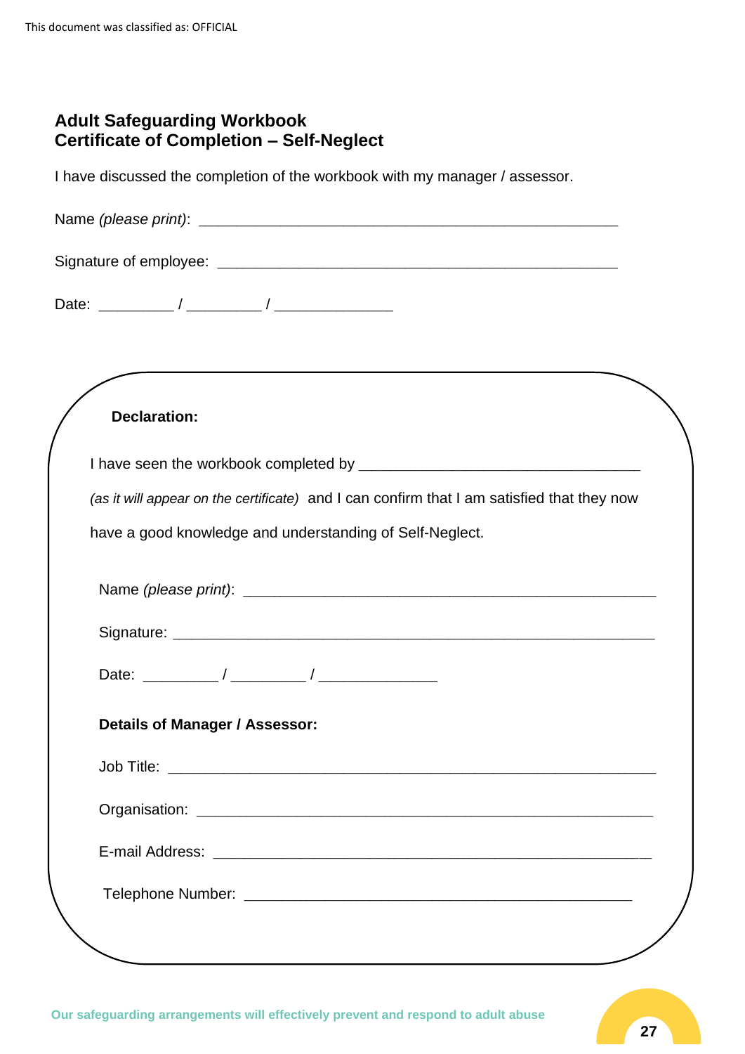## Adult Safeguarding Workbook
## Certificate of Completion – Self-Neglect

I have discussed the completion of the workbook with my manager / assessor.

Name *(please print)*: ___________________________________________________

Signature of employee: ________________________________________________

Date: _________ / _________ / _____________

**Declaration:**

I have seen the workbook completed by _________________________________
*(as it will appear on the certificate)* and I can confirm that I am satisfied that they now have a good knowledge and understanding of Self-Neglect.

Name *(please print)*: ___________________________________________________

Signature: ___________________________________________________________

Date: _________ / _________ / _____________

**Details of Manager / Assessor:**

Job Title: ___________________________________________________________

Organisation: ________________________________________________________

E-mail Address: ______________________________________________________

Telephone Number: ___________________________________________________

Our safeguarding arrangements will effectively prevent and respond to adult abuse